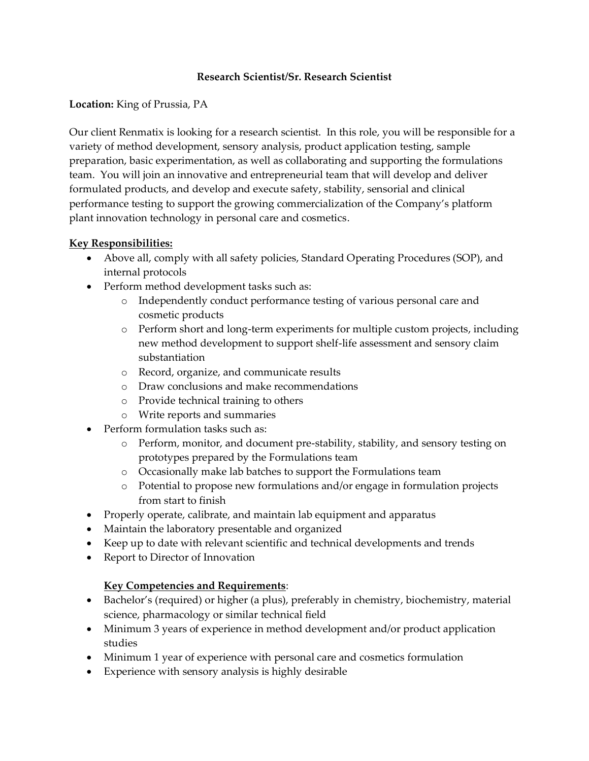# Research Scientist/Sr. Research Scientist

**Location:** King of Prussia, PA

Our client Renmatix is looking for a research scientist. In this role, you will be responsible for a variety of method development, sensory analysis, product application testing, sample preparation, basic experimentation, as well as collaborating and supporting the formulations team. You will join an innovative and entrepreneurial team that will develop and deliver formulated products, and develop and execute safety, stability, sensorial and clinical performance testing to support the growing commercialization of the Company's platform plant innovation technology in personal care and cosmetics.

## Key Responsibilities:

- Above all, comply with all safety policies, Standard Operating Procedures (SOP), and internal protocols
- Perform method development tasks such as:
  - Independently conduct performance testing of various personal care and cosmetic products
  - Perform short and long-term experiments for multiple custom projects, including new method development to support shelf-life assessment and sensory claim substantiation
  - Record, organize, and communicate results
  - Draw conclusions and make recommendations
  - Provide technical training to others
  - Write reports and summaries
- Perform formulation tasks such as:
  - Perform, monitor, and document pre-stability, stability, and sensory testing on prototypes prepared by the Formulations team
  - Occasionally make lab batches to support the Formulations team
  - Potential to propose new formulations and/or engage in formulation projects from start to finish
- Properly operate, calibrate, and maintain lab equipment and apparatus
- Maintain the laboratory presentable and organized
- Keep up to date with relevant scientific and technical developments and trends
- Report to Director of Innovation

## Key Competencies and Requirements:

- Bachelor's (required) or higher (a plus), preferably in chemistry, biochemistry, material science, pharmacology or similar technical field
- Minimum 3 years of experience in method development and/or product application studies
- Minimum 1 year of experience with personal care and cosmetics formulation
- Experience with sensory analysis is highly desirable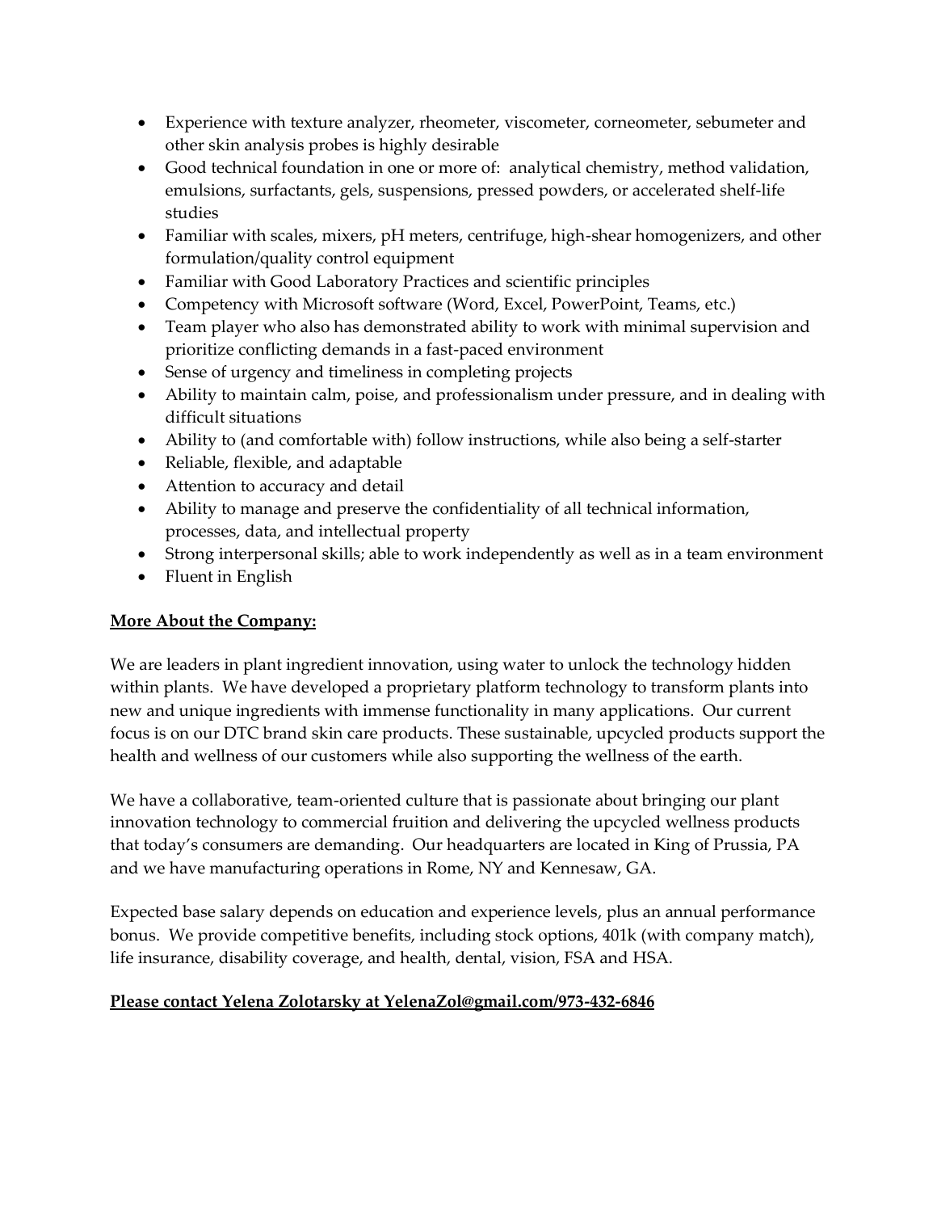- Experience with texture analyzer, rheometer, viscometer, corneometer, sebumeter and other skin analysis probes is highly desirable
- Good technical foundation in one or more of: analytical chemistry, method validation, emulsions, surfactants, gels, suspensions, pressed powders, or accelerated shelf-life studies
- Familiar with scales, mixers, pH meters, centrifuge, high-shear homogenizers, and other formulation/quality control equipment
- Familiar with Good Laboratory Practices and scientific principles
- Competency with Microsoft software (Word, Excel, PowerPoint, Teams, etc.)
- Team player who also has demonstrated ability to work with minimal supervision and prioritize conflicting demands in a fast-paced environment
- Sense of urgency and timeliness in completing projects
- Ability to maintain calm, poise, and professionalism under pressure, and in dealing with difficult situations
- Ability to (and comfortable with) follow instructions, while also being a self-starter
- Reliable, flexible, and adaptable
- Attention to accuracy and detail
- Ability to manage and preserve the confidentiality of all technical information, processes, data, and intellectual property
- Strong interpersonal skills; able to work independently as well as in a team environment
- Fluent in English

**More About the Company:**

We are leaders in plant ingredient innovation, using water to unlock the technology hidden within plants. We have developed a proprietary platform technology to transform plants into new and unique ingredients with immense functionality in many applications. Our current focus is on our DTC brand skin care products. These sustainable, upcycled products support the health and wellness of our customers while also supporting the wellness of the earth.

We have a collaborative, team-oriented culture that is passionate about bringing our plant innovation technology to commercial fruition and delivering the upcycled wellness products that today's consumers are demanding. Our headquarters are located in King of Prussia, PA and we have manufacturing operations in Rome, NY and Kennesaw, GA.

Expected base salary depends on education and experience levels, plus an annual performance bonus. We provide competitive benefits, including stock options, 401k (with company match), life insurance, disability coverage, and health, dental, vision, FSA and HSA.

**Please contact Yelena Zolotarsky at YelenaZol@gmail.com/973-432-6846**